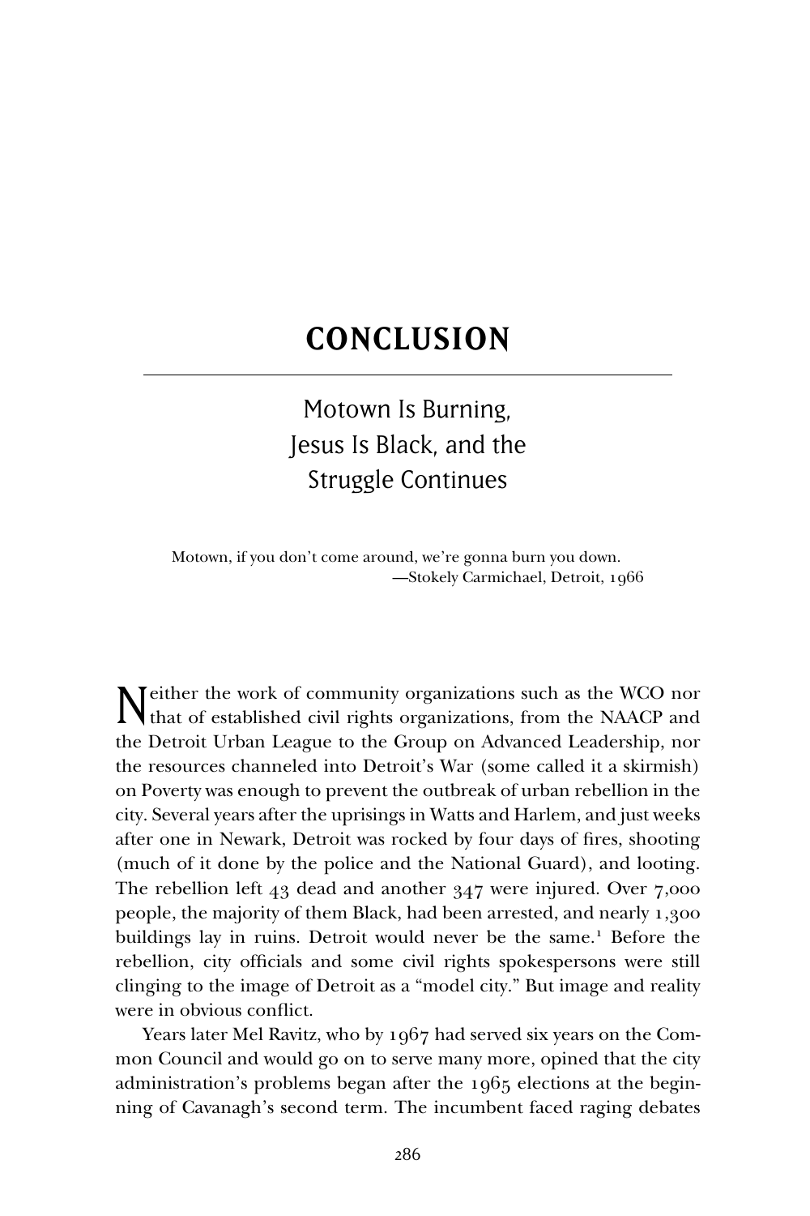# CONCLUSION

## Motown Is Burning, Jesus Is Black, and the Struggle Continues

> Motown, if you don't come around, we're gonna burn you down.
>
> —Stokely Carmichael, Detroit, 1966

Neither the work of community organizations such as the WCO nor that of established civil rights organizations, from the NAACP and the Detroit Urban League to the Group on Advanced Leadership, nor the resources channeled into Detroit's War (some called it a skirmish) on Poverty was enough to prevent the outbreak of urban rebellion in the city. Several years after the uprisings in Watts and Harlem, and just weeks after one in Newark, Detroit was rocked by four days of fires, shooting (much of it done by the police and the National Guard), and looting. The rebellion left 43 dead and another 347 were injured. Over 7,000 people, the majority of them Black, had been arrested, and nearly 1,300 buildings lay in ruins. Detroit would never be the same.[1] Before the rebellion, city officials and some civil rights spokespersons were still clinging to the image of Detroit as a "model city." But image and reality were in obvious conflict.

Years later Mel Ravitz, who by 1967 had served six years on the Common Council and would go on to serve many more, opined that the city administration's problems began after the 1965 elections at the beginning of Cavanagh's second term. The incumbent faced raging debates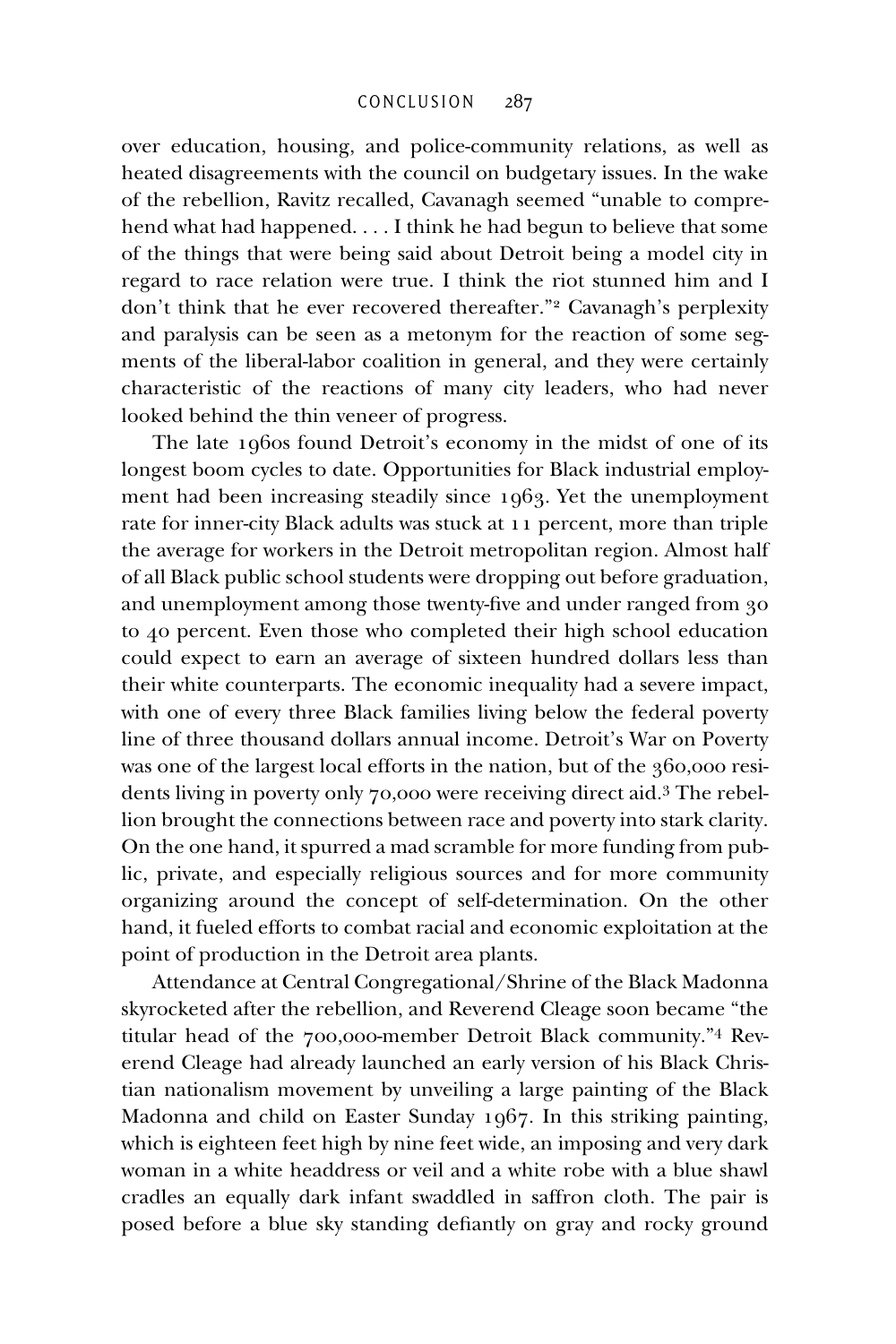over education, housing, and police-community relations, as well as heated disagreements with the council on budgetary issues. In the wake of the rebellion, Ravitz recalled, Cavanagh seemed "unable to comprehend what had happened. . . . I think he had begun to believe that some of the things that were being said about Detroit being a model city in regard to race relation were true. I think the riot stunned him and I don't think that he ever recovered thereafter."[2] Cavanagh's perplexity and paralysis can be seen as a metonym for the reaction of some segments of the liberal-labor coalition in general, and they were certainly characteristic of the reactions of many city leaders, who had never looked behind the thin veneer of progress.

The late 1960s found Detroit's economy in the midst of one of its longest boom cycles to date. Opportunities for Black industrial employment had been increasing steadily since 1963. Yet the unemployment rate for inner-city Black adults was stuck at 11 percent, more than triple the average for workers in the Detroit metropolitan region. Almost half of all Black public school students were dropping out before graduation, and unemployment among those twenty-five and under ranged from 30 to 40 percent. Even those who completed their high school education could expect to earn an average of sixteen hundred dollars less than their white counterparts. The economic inequality had a severe impact, with one of every three Black families living below the federal poverty line of three thousand dollars annual income. Detroit's War on Poverty was one of the largest local efforts in the nation, but of the 360,000 residents living in poverty only 70,000 were receiving direct aid.[3] The rebellion brought the connections between race and poverty into stark clarity. On the one hand, it spurred a mad scramble for more funding from public, private, and especially religious sources and for more community organizing around the concept of self-determination. On the other hand, it fueled efforts to combat racial and economic exploitation at the point of production in the Detroit area plants.

Attendance at Central Congregational/Shrine of the Black Madonna skyrocketed after the rebellion, and Reverend Cleage soon became "the titular head of the 700,000-member Detroit Black community."[4] Reverend Cleage had already launched an early version of his Black Christian nationalism movement by unveiling a large painting of the Black Madonna and child on Easter Sunday 1967. In this striking painting, which is eighteen feet high by nine feet wide, an imposing and very dark woman in a white headdress or veil and a white robe with a blue shawl cradles an equally dark infant swaddled in saffron cloth. The pair is posed before a blue sky standing defiantly on gray and rocky ground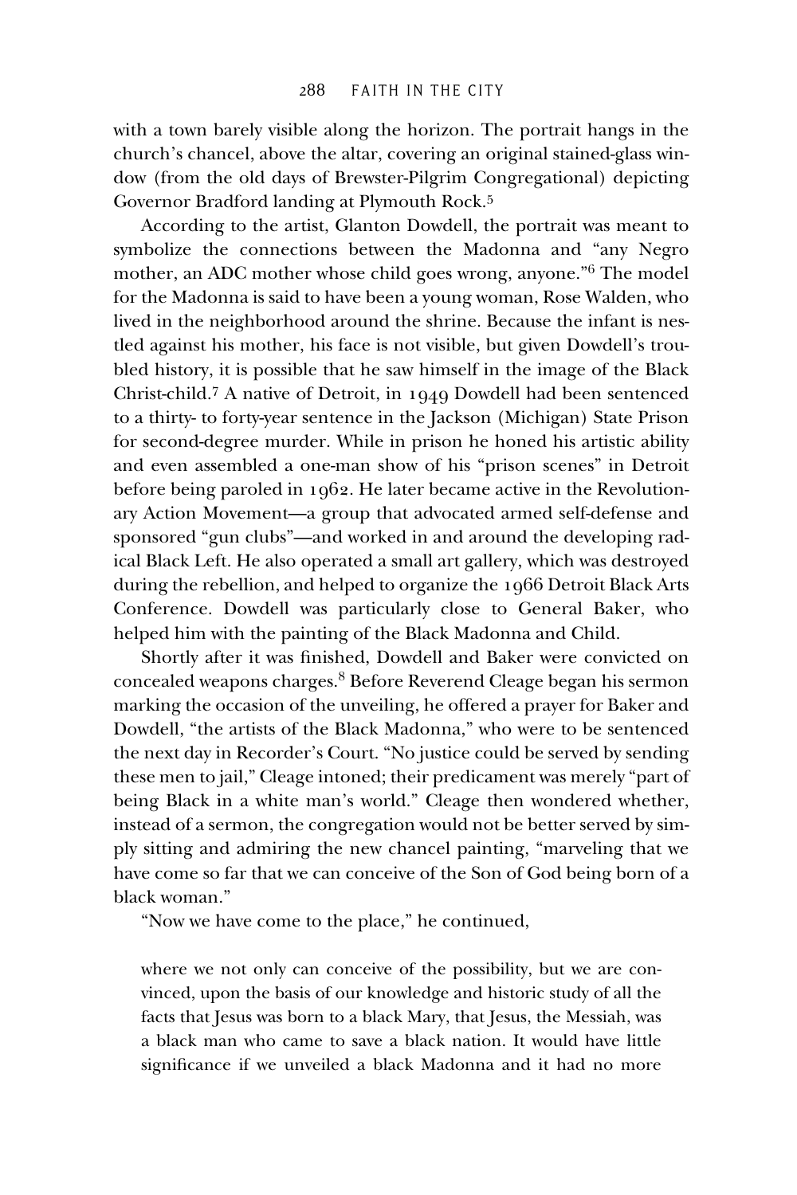with a town barely visible along the horizon. The portrait hangs in the church's chancel, above the altar, covering an original stained-glass window (from the old days of Brewster-Pilgrim Congregational) depicting Governor Bradford landing at Plymouth Rock.[5]

According to the artist, Glanton Dowdell, the portrait was meant to symbolize the connections between the Madonna and "any Negro mother, an ADC mother whose child goes wrong, anyone."[6] The model for the Madonna is said to have been a young woman, Rose Walden, who lived in the neighborhood around the shrine. Because the infant is nestled against his mother, his face is not visible, but given Dowdell's troubled history, it is possible that he saw himself in the image of the Black Christ-child.[7] A native of Detroit, in 1949 Dowdell had been sentenced to a thirty- to forty-year sentence in the Jackson (Michigan) State Prison for second-degree murder. While in prison he honed his artistic ability and even assembled a one-man show of his "prison scenes" in Detroit before being paroled in 1962. He later became active in the Revolutionary Action Movement—a group that advocated armed self-defense and sponsored "gun clubs"—and worked in and around the developing radical Black Left. He also operated a small art gallery, which was destroyed during the rebellion, and helped to organize the 1966 Detroit Black Arts Conference. Dowdell was particularly close to General Baker, who helped him with the painting of the Black Madonna and Child.

Shortly after it was finished, Dowdell and Baker were convicted on concealed weapons charges.[8] Before Reverend Cleage began his sermon marking the occasion of the unveiling, he offered a prayer for Baker and Dowdell, "the artists of the Black Madonna," who were to be sentenced the next day in Recorder's Court. "No justice could be served by sending these men to jail," Cleage intoned; their predicament was merely "part of being Black in a white man's world." Cleage then wondered whether, instead of a sermon, the congregation would not be better served by simply sitting and admiring the new chancel painting, "marveling that we have come so far that we can conceive of the Son of God being born of a black woman."

"Now we have come to the place," he continued,

> where we not only can conceive of the possibility, but we are convinced, upon the basis of our knowledge and historic study of all the facts that Jesus was born to a black Mary, that Jesus, the Messiah, was a black man who came to save a black nation. It would have little significance if we unveiled a black Madonna and it had no more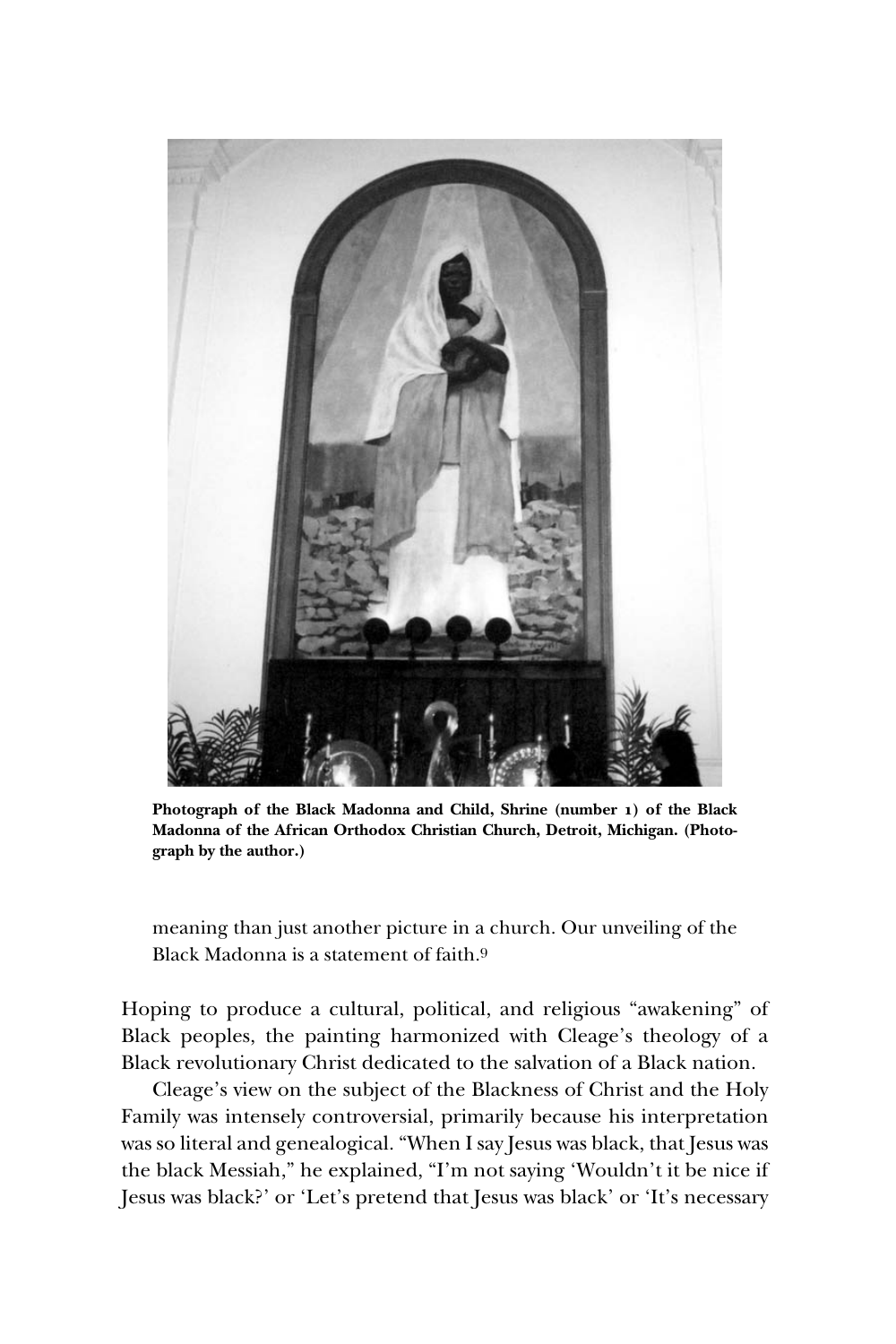**Photograph of the Black Madonna and Child, Shrine (number 1) of the Black Madonna of the African Orthodox Christian Church, Detroit, Michigan. (Photograph by the author.)**

> meaning than just another picture in a church. Our unveiling of the Black Madonna is a statement of faith.[9]

Hoping to produce a cultural, political, and religious "awakening" of Black peoples, the painting harmonized with Cleage's theology of a Black revolutionary Christ dedicated to the salvation of a Black nation.

Cleage's view on the subject of the Blackness of Christ and the Holy Family was intensely controversial, primarily because his interpretation was so literal and genealogical. "When I say Jesus was black, that Jesus was the black Messiah," he explained, "I'm not saying 'Wouldn't it be nice if Jesus was black?' or 'Let's pretend that Jesus was black' or 'It's necessary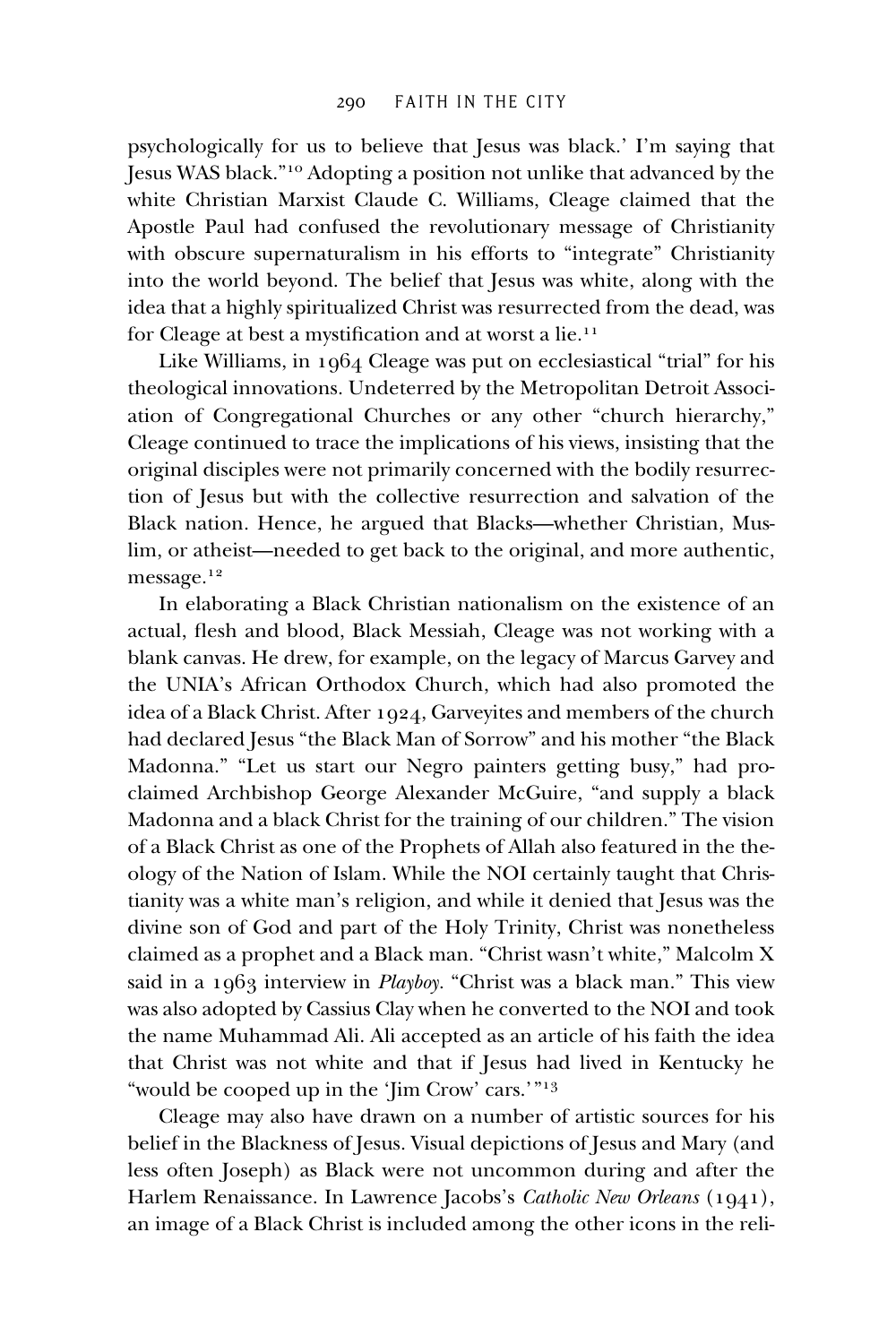psychologically for us to believe that Jesus was black.' I'm saying that Jesus WAS black."[10] Adopting a position not unlike that advanced by the white Christian Marxist Claude C. Williams, Cleage claimed that the Apostle Paul had confused the revolutionary message of Christianity with obscure supernaturalism in his efforts to "integrate" Christianity into the world beyond. The belief that Jesus was white, along with the idea that a highly spiritualized Christ was resurrected from the dead, was for Cleage at best a mystification and at worst a lie.[11]

Like Williams, in 1964 Cleage was put on ecclesiastical "trial" for his theological innovations. Undeterred by the Metropolitan Detroit Association of Congregational Churches or any other "church hierarchy," Cleage continued to trace the implications of his views, insisting that the original disciples were not primarily concerned with the bodily resurrection of Jesus but with the collective resurrection and salvation of the Black nation. Hence, he argued that Blacks—whether Christian, Muslim, or atheist—needed to get back to the original, and more authentic, message.[12]

In elaborating a Black Christian nationalism on the existence of an actual, flesh and blood, Black Messiah, Cleage was not working with a blank canvas. He drew, for example, on the legacy of Marcus Garvey and the UNIA's African Orthodox Church, which had also promoted the idea of a Black Christ. After 1924, Garveyites and members of the church had declared Jesus "the Black Man of Sorrow" and his mother "the Black Madonna." "Let us start our Negro painters getting busy," had proclaimed Archbishop George Alexander McGuire, "and supply a black Madonna and a black Christ for the training of our children." The vision of a Black Christ as one of the Prophets of Allah also featured in the theology of the Nation of Islam. While the NOI certainly taught that Christianity was a white man's religion, and while it denied that Jesus was the divine son of God and part of the Holy Trinity, Christ was nonetheless claimed as a prophet and a Black man. "Christ wasn't white," Malcolm X said in a 1963 interview in *Playboy*. "Christ was a black man." This view was also adopted by Cassius Clay when he converted to the NOI and took the name Muhammad Ali. Ali accepted as an article of his faith the idea that Christ was not white and that if Jesus had lived in Kentucky he "would be cooped up in the 'Jim Crow' cars.'"[13]

Cleage may also have drawn on a number of artistic sources for his belief in the Blackness of Jesus. Visual depictions of Jesus and Mary (and less often Joseph) as Black were not uncommon during and after the Harlem Renaissance. In Lawrence Jacobs's *Catholic New Orleans* (1941), an image of a Black Christ is included among the other icons in the reli-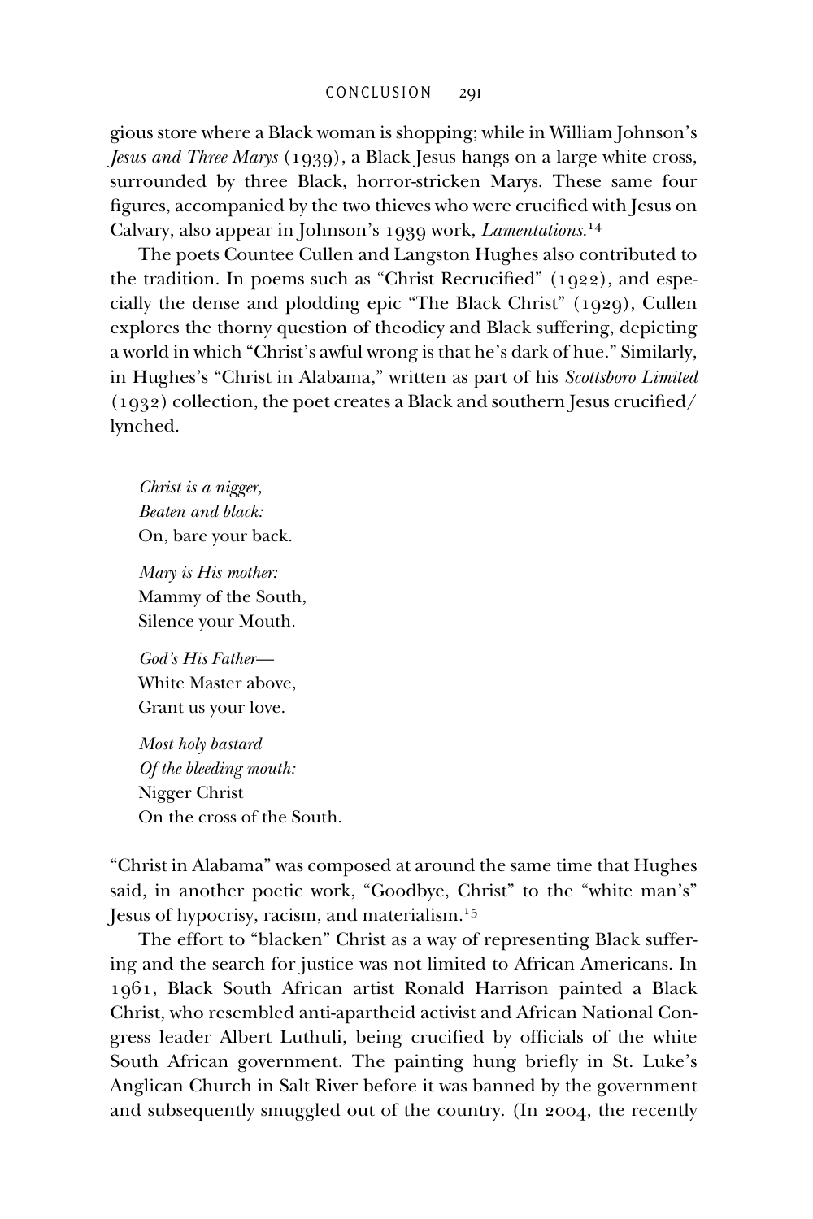gious store where a Black woman is shopping; while in William Johnson's *Jesus and Three Marys* (1939), a Black Jesus hangs on a large white cross, surrounded by three Black, horror-stricken Marys. These same four figures, accompanied by the two thieves who were crucified with Jesus on Calvary, also appear in Johnson's 1939 work, *Lamentations*.[14]

The poets Countee Cullen and Langston Hughes also contributed to the tradition. In poems such as "Christ Recrucified" (1922), and especially the dense and plodding epic "The Black Christ" (1929), Cullen explores the thorny question of theodicy and Black suffering, depicting a world in which "Christ's awful wrong is that he's dark of hue." Similarly, in Hughes's "Christ in Alabama," written as part of his *Scottsboro Limited* (1932) collection, the poet creates a Black and southern Jesus crucified/lynched.

> *Christ is a nigger,*
> *Beaten and black:*
> On, bare your back.
>
> *Mary is His mother:*
> Mammy of the South,
> Silence your Mouth.
>
> *God's His Father—*
> White Master above,
> Grant us your love.
>
> *Most holy bastard*
> *Of the bleeding mouth:*
> Nigger Christ
> On the cross of the South.

"Christ in Alabama" was composed at around the same time that Hughes said, in another poetic work, "Goodbye, Christ" to the "white man's" Jesus of hypocrisy, racism, and materialism.[15]

The effort to "blacken" Christ as a way of representing Black suffering and the search for justice was not limited to African Americans. In 1961, Black South African artist Ronald Harrison painted a Black Christ, who resembled anti-apartheid activist and African National Congress leader Albert Luthuli, being crucified by officials of the white South African government. The painting hung briefly in St. Luke's Anglican Church in Salt River before it was banned by the government and subsequently smuggled out of the country. (In 2004, the recently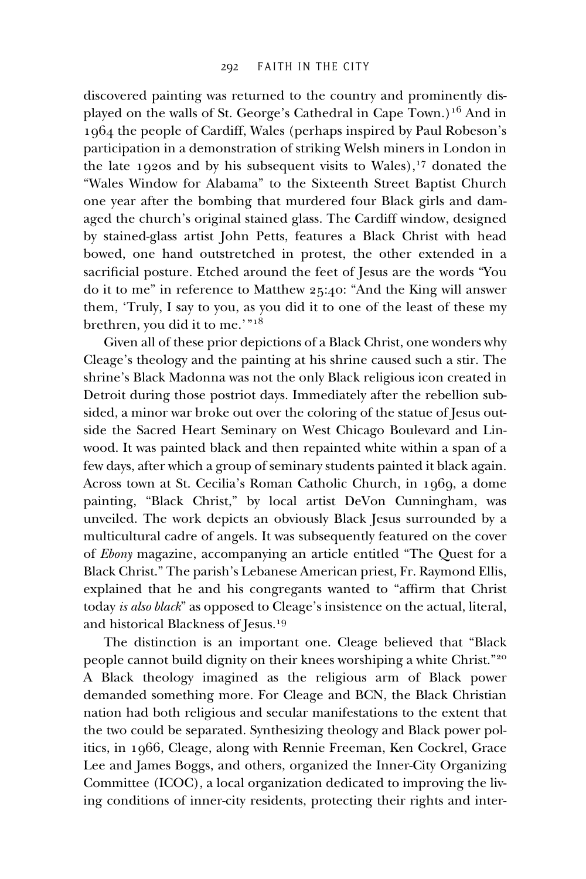discovered painting was returned to the country and prominently displayed on the walls of St. George's Cathedral in Cape Town.)[16] And in 1964 the people of Cardiff, Wales (perhaps inspired by Paul Robeson's participation in a demonstration of striking Welsh miners in London in the late 1920s and by his subsequent visits to Wales),[17] donated the "Wales Window for Alabama" to the Sixteenth Street Baptist Church one year after the bombing that murdered four Black girls and damaged the church's original stained glass. The Cardiff window, designed by stained-glass artist John Petts, features a Black Christ with head bowed, one hand outstretched in protest, the other extended in a sacrificial posture. Etched around the feet of Jesus are the words "You do it to me" in reference to Matthew 25:40: "And the King will answer them, 'Truly, I say to you, as you did it to one of the least of these my brethren, you did it to me.'"[18]

Given all of these prior depictions of a Black Christ, one wonders why Cleage's theology and the painting at his shrine caused such a stir. The shrine's Black Madonna was not the only Black religious icon created in Detroit during those postriot days. Immediately after the rebellion subsided, a minor war broke out over the coloring of the statue of Jesus outside the Sacred Heart Seminary on West Chicago Boulevard and Linwood. It was painted black and then repainted white within a span of a few days, after which a group of seminary students painted it black again. Across town at St. Cecilia's Roman Catholic Church, in 1969, a dome painting, "Black Christ," by local artist DeVon Cunningham, was unveiled. The work depicts an obviously Black Jesus surrounded by a multicultural cadre of angels. It was subsequently featured on the cover of *Ebony* magazine, accompanying an article entitled "The Quest for a Black Christ." The parish's Lebanese American priest, Fr. Raymond Ellis, explained that he and his congregants wanted to "affirm that Christ today *is also black*" as opposed to Cleage's insistence on the actual, literal, and historical Blackness of Jesus.[19]

The distinction is an important one. Cleage believed that "Black people cannot build dignity on their knees worshiping a white Christ."[20] A Black theology imagined as the religious arm of Black power demanded something more. For Cleage and BCN, the Black Christian nation had both religious and secular manifestations to the extent that the two could be separated. Synthesizing theology and Black power politics, in 1966, Cleage, along with Rennie Freeman, Ken Cockrel, Grace Lee and James Boggs, and others, organized the Inner-City Organizing Committee (ICOC), a local organization dedicated to improving the living conditions of inner-city residents, protecting their rights and inter-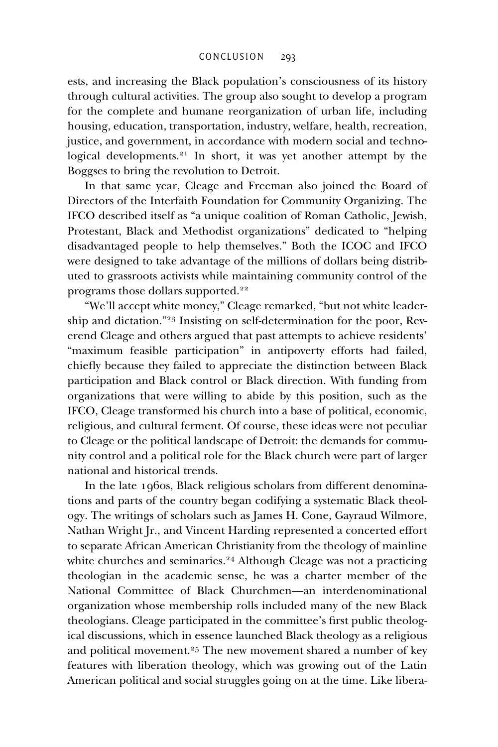ests, and increasing the Black population's consciousness of its history through cultural activities. The group also sought to develop a program for the complete and humane reorganization of urban life, including housing, education, transportation, industry, welfare, health, recreation, justice, and government, in accordance with modern social and technological developments.[21] In short, it was yet another attempt by the Boggses to bring the revolution to Detroit.

In that same year, Cleage and Freeman also joined the Board of Directors of the Interfaith Foundation for Community Organizing. The IFCO described itself as "a unique coalition of Roman Catholic, Jewish, Protestant, Black and Methodist organizations" dedicated to "helping disadvantaged people to help themselves." Both the ICOC and IFCO were designed to take advantage of the millions of dollars being distributed to grassroots activists while maintaining community control of the programs those dollars supported.[22]

"We'll accept white money," Cleage remarked, "but not white leadership and dictation."[23] Insisting on self-determination for the poor, Reverend Cleage and others argued that past attempts to achieve residents' "maximum feasible participation" in antipoverty efforts had failed, chiefly because they failed to appreciate the distinction between Black participation and Black control or Black direction. With funding from organizations that were willing to abide by this position, such as the IFCO, Cleage transformed his church into a base of political, economic, religious, and cultural ferment. Of course, these ideas were not peculiar to Cleage or the political landscape of Detroit: the demands for community control and a political role for the Black church were part of larger national and historical trends.

In the late 1960s, Black religious scholars from different denominations and parts of the country began codifying a systematic Black theology. The writings of scholars such as James H. Cone, Gayraud Wilmore, Nathan Wright Jr., and Vincent Harding represented a concerted effort to separate African American Christianity from the theology of mainline white churches and seminaries.[24] Although Cleage was not a practicing theologian in the academic sense, he was a charter member of the National Committee of Black Churchmen—an interdenominational organization whose membership rolls included many of the new Black theologians. Cleage participated in the committee's first public theological discussions, which in essence launched Black theology as a religious and political movement.[25] The new movement shared a number of key features with liberation theology, which was growing out of the Latin American political and social struggles going on at the time. Like libera-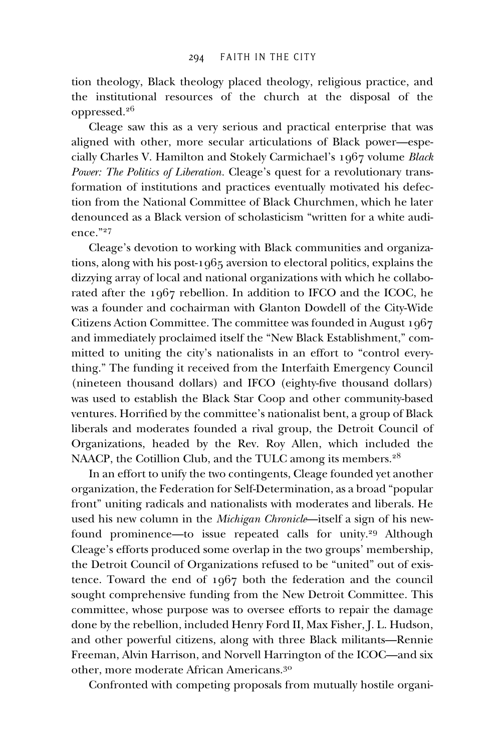tion theology, Black theology placed theology, religious practice, and the institutional resources of the church at the disposal of the oppressed.[26]

Cleage saw this as a very serious and practical enterprise that was aligned with other, more secular articulations of Black power—especially Charles V. Hamilton and Stokely Carmichael's 1967 volume *Black Power: The Politics of Liberation*. Cleage's quest for a revolutionary transformation of institutions and practices eventually motivated his defection from the National Committee of Black Churchmen, which he later denounced as a Black version of scholasticism "written for a white audience."[27]

Cleage's devotion to working with Black communities and organizations, along with his post-1965 aversion to electoral politics, explains the dizzying array of local and national organizations with which he collaborated after the 1967 rebellion. In addition to IFCO and the ICOC, he was a founder and cochairman with Glanton Dowdell of the City-Wide Citizens Action Committee. The committee was founded in August 1967 and immediately proclaimed itself the "New Black Establishment," committed to uniting the city's nationalists in an effort to "control everything." The funding it received from the Interfaith Emergency Council (nineteen thousand dollars) and IFCO (eighty-five thousand dollars) was used to establish the Black Star Coop and other community-based ventures. Horrified by the committee's nationalist bent, a group of Black liberals and moderates founded a rival group, the Detroit Council of Organizations, headed by the Rev. Roy Allen, which included the NAACP, the Cotillion Club, and the TULC among its members.[28]

In an effort to unify the two contingents, Cleage founded yet another organization, the Federation for Self-Determination, as a broad "popular front" uniting radicals and nationalists with moderates and liberals. He used his new column in the *Michigan Chronicle*—itself a sign of his newfound prominence—to issue repeated calls for unity.[29] Although Cleage's efforts produced some overlap in the two groups' membership, the Detroit Council of Organizations refused to be "united" out of existence. Toward the end of 1967 both the federation and the council sought comprehensive funding from the New Detroit Committee. This committee, whose purpose was to oversee efforts to repair the damage done by the rebellion, included Henry Ford II, Max Fisher, J. L. Hudson, and other powerful citizens, along with three Black militants—Rennie Freeman, Alvin Harrison, and Norvell Harrington of the ICOC—and six other, more moderate African Americans.[30]

Confronted with competing proposals from mutually hostile organi-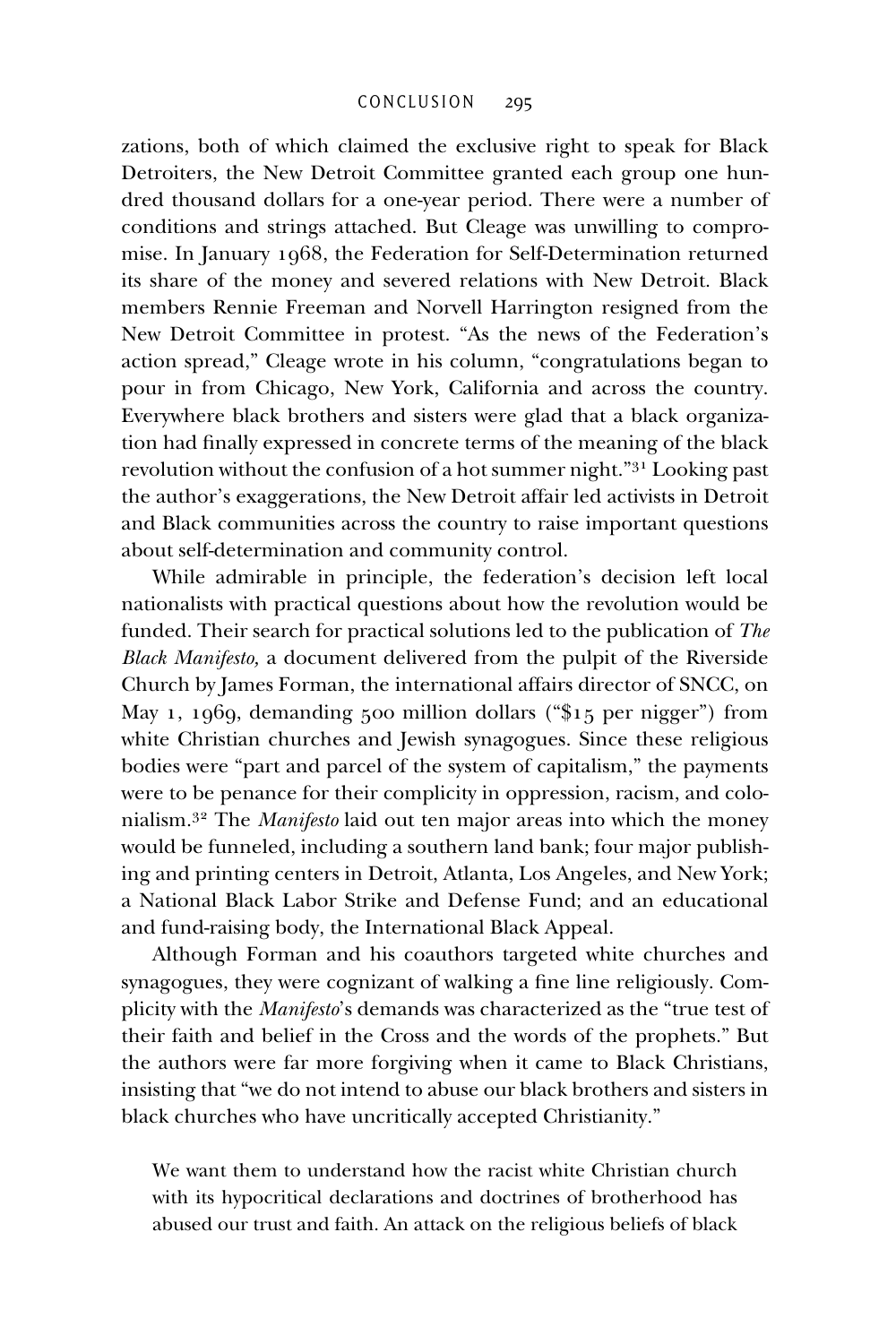zations, both of which claimed the exclusive right to speak for Black Detroiters, the New Detroit Committee granted each group one hundred thousand dollars for a one-year period. There were a number of conditions and strings attached. But Cleage was unwilling to compromise. In January 1968, the Federation for Self-Determination returned its share of the money and severed relations with New Detroit. Black members Rennie Freeman and Norvell Harrington resigned from the New Detroit Committee in protest. "As the news of the Federation's action spread," Cleage wrote in his column, "congratulations began to pour in from Chicago, New York, California and across the country. Everywhere black brothers and sisters were glad that a black organization had finally expressed in concrete terms of the meaning of the black revolution without the confusion of a hot summer night."[31] Looking past the author's exaggerations, the New Detroit affair led activists in Detroit and Black communities across the country to raise important questions about self-determination and community control.

While admirable in principle, the federation's decision left local nationalists with practical questions about how the revolution would be funded. Their search for practical solutions led to the publication of *The Black Manifesto,* a document delivered from the pulpit of the Riverside Church by James Forman, the international affairs director of SNCC, on May 1, 1969, demanding 500 million dollars ("$15 per nigger") from white Christian churches and Jewish synagogues. Since these religious bodies were "part and parcel of the system of capitalism," the payments were to be penance for their complicity in oppression, racism, and colonialism.[32] The *Manifesto* laid out ten major areas into which the money would be funneled, including a southern land bank; four major publishing and printing centers in Detroit, Atlanta, Los Angeles, and New York; a National Black Labor Strike and Defense Fund; and an educational and fund-raising body, the International Black Appeal.

Although Forman and his coauthors targeted white churches and synagogues, they were cognizant of walking a fine line religiously. Complicity with the *Manifesto*'s demands was characterized as the "true test of their faith and belief in the Cross and the words of the prophets." But the authors were far more forgiving when it came to Black Christians, insisting that "we do not intend to abuse our black brothers and sisters in black churches who have uncritically accepted Christianity."

> We want them to understand how the racist white Christian church with its hypocritical declarations and doctrines of brotherhood has abused our trust and faith. An attack on the religious beliefs of black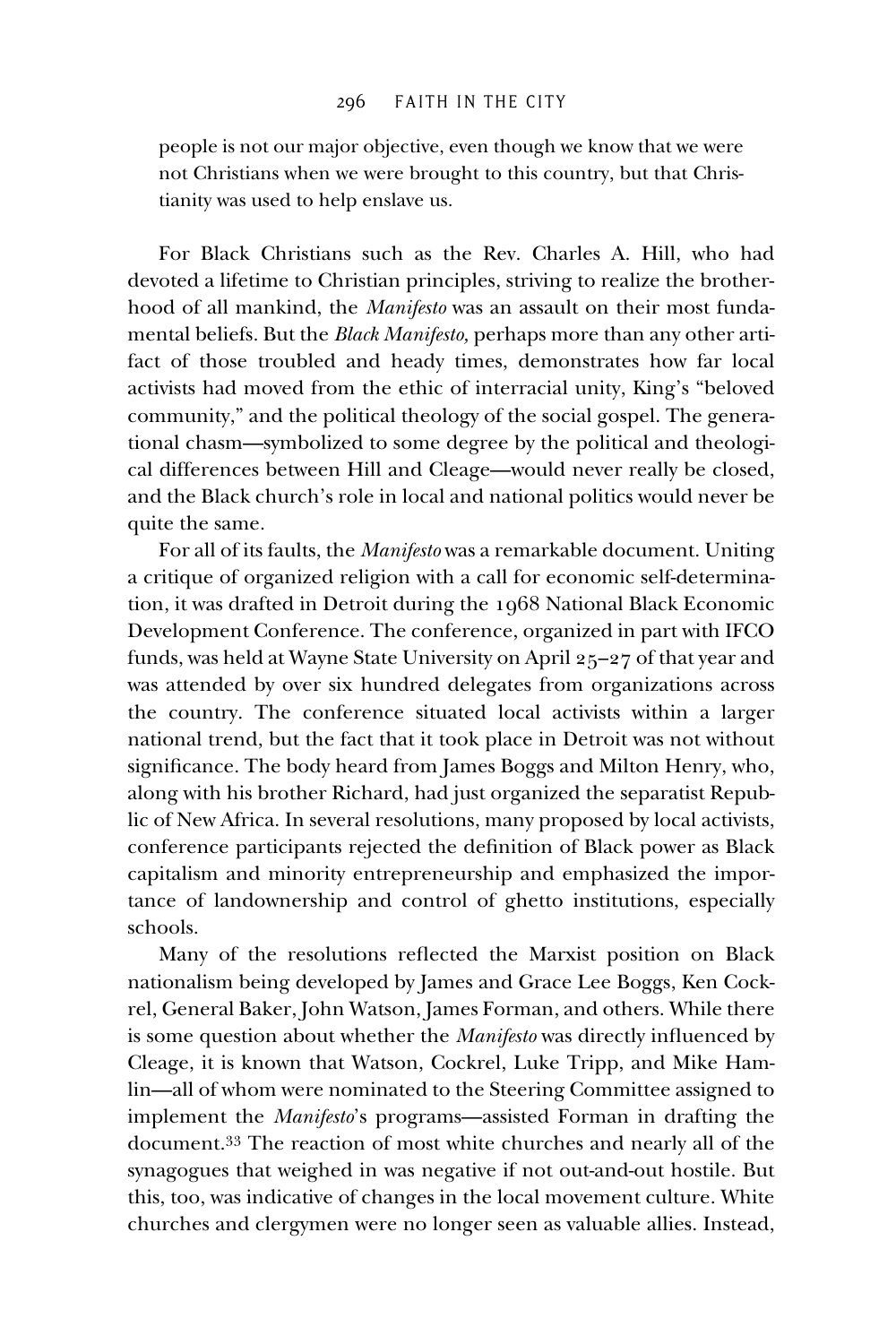people is not our major objective, even though we know that we were not Christians when we were brought to this country, but that Christianity was used to help enslave us.

For Black Christians such as the Rev. Charles A. Hill, who had devoted a lifetime to Christian principles, striving to realize the brotherhood of all mankind, the *Manifesto* was an assault on their most fundamental beliefs. But the *Black Manifesto,* perhaps more than any other artifact of those troubled and heady times, demonstrates how far local activists had moved from the ethic of interracial unity, King's "beloved community," and the political theology of the social gospel. The generational chasm—symbolized to some degree by the political and theological differences between Hill and Cleage—would never really be closed, and the Black church's role in local and national politics would never be quite the same.

For all of its faults, the *Manifesto* was a remarkable document. Uniting a critique of organized religion with a call for economic self-determination, it was drafted in Detroit during the 1968 National Black Economic Development Conference. The conference, organized in part with IFCO funds, was held at Wayne State University on April 25–27 of that year and was attended by over six hundred delegates from organizations across the country. The conference situated local activists within a larger national trend, but the fact that it took place in Detroit was not without significance. The body heard from James Boggs and Milton Henry, who, along with his brother Richard, had just organized the separatist Republic of New Africa. In several resolutions, many proposed by local activists, conference participants rejected the definition of Black power as Black capitalism and minority entrepreneurship and emphasized the importance of landownership and control of ghetto institutions, especially schools.

Many of the resolutions reflected the Marxist position on Black nationalism being developed by James and Grace Lee Boggs, Ken Cockrel, General Baker, John Watson, James Forman, and others. While there is some question about whether the *Manifesto* was directly influenced by Cleage, it is known that Watson, Cockrel, Luke Tripp, and Mike Hamlin—all of whom were nominated to the Steering Committee assigned to implement the *Manifesto*'s programs—assisted Forman in drafting the document.[33] The reaction of most white churches and nearly all of the synagogues that weighed in was negative if not out-and-out hostile. But this, too, was indicative of changes in the local movement culture. White churches and clergymen were no longer seen as valuable allies. Instead,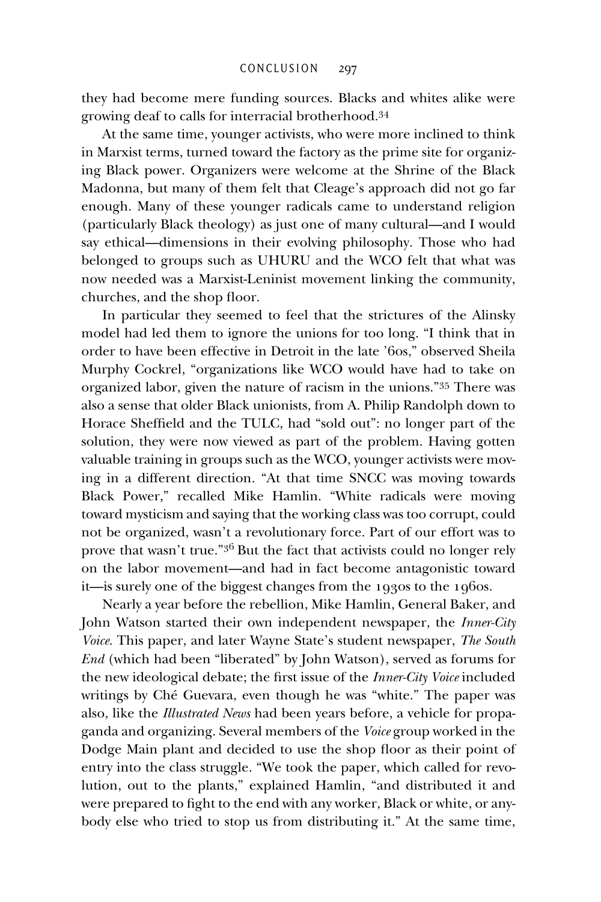they had become mere funding sources. Blacks and whites alike were growing deaf to calls for interracial brotherhood.[34]

At the same time, younger activists, who were more inclined to think in Marxist terms, turned toward the factory as the prime site for organizing Black power. Organizers were welcome at the Shrine of the Black Madonna, but many of them felt that Cleage's approach did not go far enough. Many of these younger radicals came to understand religion (particularly Black theology) as just one of many cultural—and I would say ethical—dimensions in their evolving philosophy. Those who had belonged to groups such as UHURU and the WCO felt that what was now needed was a Marxist-Leninist movement linking the community, churches, and the shop floor.

In particular they seemed to feel that the strictures of the Alinsky model had led them to ignore the unions for too long. "I think that in order to have been effective in Detroit in the late '60s," observed Sheila Murphy Cockrel, "organizations like WCO would have had to take on organized labor, given the nature of racism in the unions."[35] There was also a sense that older Black unionists, from A. Philip Randolph down to Horace Sheffield and the TULC, had "sold out": no longer part of the solution, they were now viewed as part of the problem. Having gotten valuable training in groups such as the WCO, younger activists were moving in a different direction. "At that time SNCC was moving towards Black Power," recalled Mike Hamlin. "White radicals were moving toward mysticism and saying that the working class was too corrupt, could not be organized, wasn't a revolutionary force. Part of our effort was to prove that wasn't true."[36] But the fact that activists could no longer rely on the labor movement—and had in fact become antagonistic toward it—is surely one of the biggest changes from the 1930s to the 1960s.

Nearly a year before the rebellion, Mike Hamlin, General Baker, and John Watson started their own independent newspaper, the *Inner-City Voice*. This paper, and later Wayne State's student newspaper, *The South End* (which had been "liberated" by John Watson), served as forums for the new ideological debate; the first issue of the *Inner-City Voice* included writings by Ché Guevara, even though he was "white." The paper was also, like the *Illustrated News* had been years before, a vehicle for propaganda and organizing. Several members of the *Voice* group worked in the Dodge Main plant and decided to use the shop floor as their point of entry into the class struggle. "We took the paper, which called for revolution, out to the plants," explained Hamlin, "and distributed it and were prepared to fight to the end with any worker, Black or white, or anybody else who tried to stop us from distributing it." At the same time,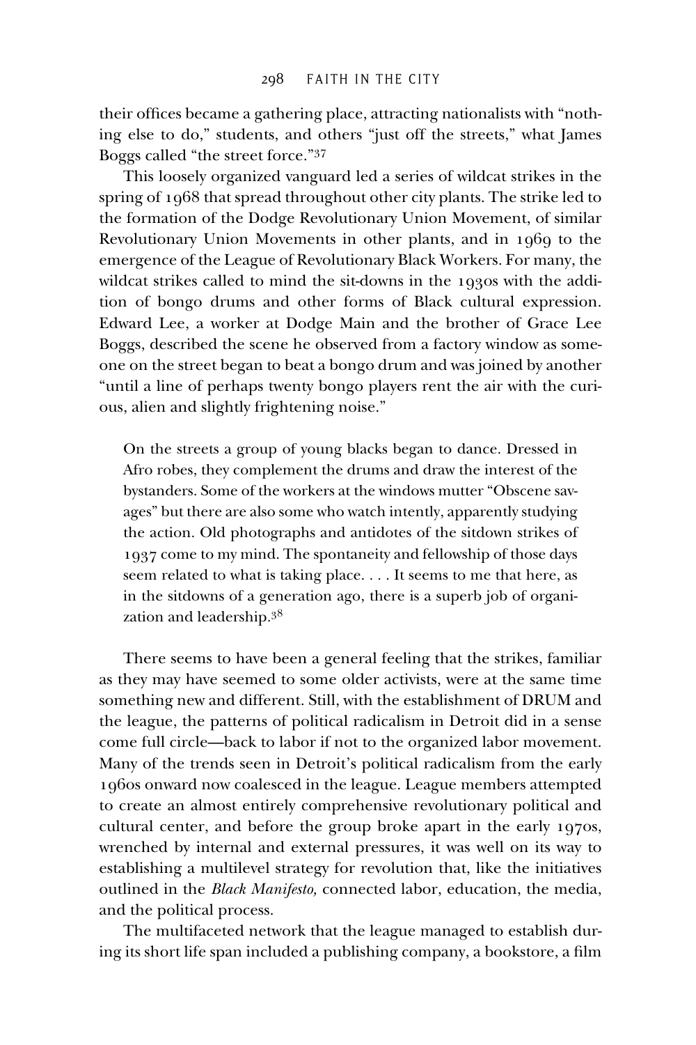their offices became a gathering place, attracting nationalists with "nothing else to do," students, and others "just off the streets," what James Boggs called "the street force."[37]

This loosely organized vanguard led a series of wildcat strikes in the spring of 1968 that spread throughout other city plants. The strike led to the formation of the Dodge Revolutionary Union Movement, of similar Revolutionary Union Movements in other plants, and in 1969 to the emergence of the League of Revolutionary Black Workers. For many, the wildcat strikes called to mind the sit-downs in the 1930s with the addition of bongo drums and other forms of Black cultural expression. Edward Lee, a worker at Dodge Main and the brother of Grace Lee Boggs, described the scene he observed from a factory window as someone on the street began to beat a bongo drum and was joined by another "until a line of perhaps twenty bongo players rent the air with the curious, alien and slightly frightening noise."

> On the streets a group of young blacks began to dance. Dressed in Afro robes, they complement the drums and draw the interest of the bystanders. Some of the workers at the windows mutter "Obscene savages" but there are also some who watch intently, apparently studying the action. Old photographs and antidotes of the sitdown strikes of 1937 come to my mind. The spontaneity and fellowship of those days seem related to what is taking place. . . . It seems to me that here, as in the sitdowns of a generation ago, there is a superb job of organization and leadership.[38]

There seems to have been a general feeling that the strikes, familiar as they may have seemed to some older activists, were at the same time something new and different. Still, with the establishment of DRUM and the league, the patterns of political radicalism in Detroit did in a sense come full circle—back to labor if not to the organized labor movement. Many of the trends seen in Detroit's political radicalism from the early 1960s onward now coalesced in the league. League members attempted to create an almost entirely comprehensive revolutionary political and cultural center, and before the group broke apart in the early 1970s, wrenched by internal and external pressures, it was well on its way to establishing a multilevel strategy for revolution that, like the initiatives outlined in the *Black Manifesto,* connected labor, education, the media, and the political process.

The multifaceted network that the league managed to establish during its short life span included a publishing company, a bookstore, a film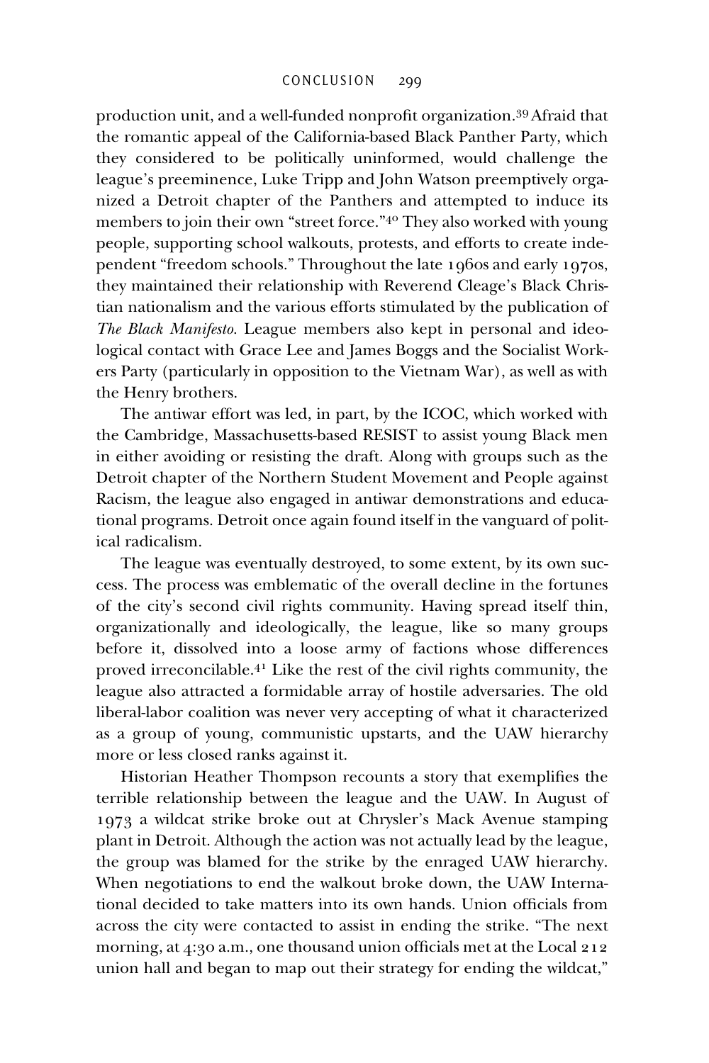production unit, and a well-funded nonprofit organization.[39] Afraid that the romantic appeal of the California-based Black Panther Party, which they considered to be politically uninformed, would challenge the league's preeminence, Luke Tripp and John Watson preemptively organized a Detroit chapter of the Panthers and attempted to induce its members to join their own "street force."[40] They also worked with young people, supporting school walkouts, protests, and efforts to create independent "freedom schools." Throughout the late 1960s and early 1970s, they maintained their relationship with Reverend Cleage's Black Christian nationalism and the various efforts stimulated by the publication of *The Black Manifesto*. League members also kept in personal and ideological contact with Grace Lee and James Boggs and the Socialist Workers Party (particularly in opposition to the Vietnam War), as well as with the Henry brothers.

The antiwar effort was led, in part, by the ICOC, which worked with the Cambridge, Massachusetts-based RESIST to assist young Black men in either avoiding or resisting the draft. Along with groups such as the Detroit chapter of the Northern Student Movement and People against Racism, the league also engaged in antiwar demonstrations and educational programs. Detroit once again found itself in the vanguard of political radicalism.

The league was eventually destroyed, to some extent, by its own success. The process was emblematic of the overall decline in the fortunes of the city's second civil rights community. Having spread itself thin, organizationally and ideologically, the league, like so many groups before it, dissolved into a loose army of factions whose differences proved irreconcilable.[41] Like the rest of the civil rights community, the league also attracted a formidable array of hostile adversaries. The old liberal-labor coalition was never very accepting of what it characterized as a group of young, communistic upstarts, and the UAW hierarchy more or less closed ranks against it.

Historian Heather Thompson recounts a story that exemplifies the terrible relationship between the league and the UAW. In August of 1973 a wildcat strike broke out at Chrysler's Mack Avenue stamping plant in Detroit. Although the action was not actually lead by the league, the group was blamed for the strike by the enraged UAW hierarchy. When negotiations to end the walkout broke down, the UAW International decided to take matters into its own hands. Union officials from across the city were contacted to assist in ending the strike. "The next morning, at 4:30 a.m., one thousand union officials met at the Local 212 union hall and began to map out their strategy for ending the wildcat,"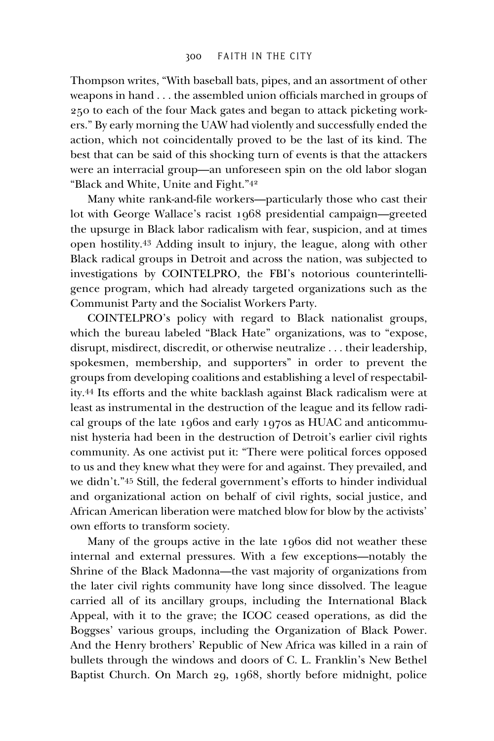Thompson writes, "With baseball bats, pipes, and an assortment of other weapons in hand . . . the assembled union officials marched in groups of 250 to each of the four Mack gates and began to attack picketing workers." By early morning the UAW had violently and successfully ended the action, which not coincidentally proved to be the last of its kind. The best that can be said of this shocking turn of events is that the attackers were an interracial group—an unforeseen spin on the old labor slogan "Black and White, Unite and Fight."[42]

Many white rank-and-file workers—particularly those who cast their lot with George Wallace's racist 1968 presidential campaign—greeted the upsurge in Black labor radicalism with fear, suspicion, and at times open hostility.[43] Adding insult to injury, the league, along with other Black radical groups in Detroit and across the nation, was subjected to investigations by COINTELPRO, the FBI's notorious counterintelligence program, which had already targeted organizations such as the Communist Party and the Socialist Workers Party.

COINTELPRO's policy with regard to Black nationalist groups, which the bureau labeled "Black Hate" organizations, was to "expose, disrupt, misdirect, discredit, or otherwise neutralize . . . their leadership, spokesmen, membership, and supporters" in order to prevent the groups from developing coalitions and establishing a level of respectability.[44] Its efforts and the white backlash against Black radicalism were at least as instrumental in the destruction of the league and its fellow radical groups of the late 1960s and early 1970s as HUAC and anticommunist hysteria had been in the destruction of Detroit's earlier civil rights community. As one activist put it: "There were political forces opposed to us and they knew what they were for and against. They prevailed, and we didn't."[45] Still, the federal government's efforts to hinder individual and organizational action on behalf of civil rights, social justice, and African American liberation were matched blow for blow by the activists' own efforts to transform society.

Many of the groups active in the late 1960s did not weather these internal and external pressures. With a few exceptions—notably the Shrine of the Black Madonna—the vast majority of organizations from the later civil rights community have long since dissolved. The league carried all of its ancillary groups, including the International Black Appeal, with it to the grave; the ICOC ceased operations, as did the Boggses' various groups, including the Organization of Black Power. And the Henry brothers' Republic of New Africa was killed in a rain of bullets through the windows and doors of C. L. Franklin's New Bethel Baptist Church. On March 29, 1968, shortly before midnight, police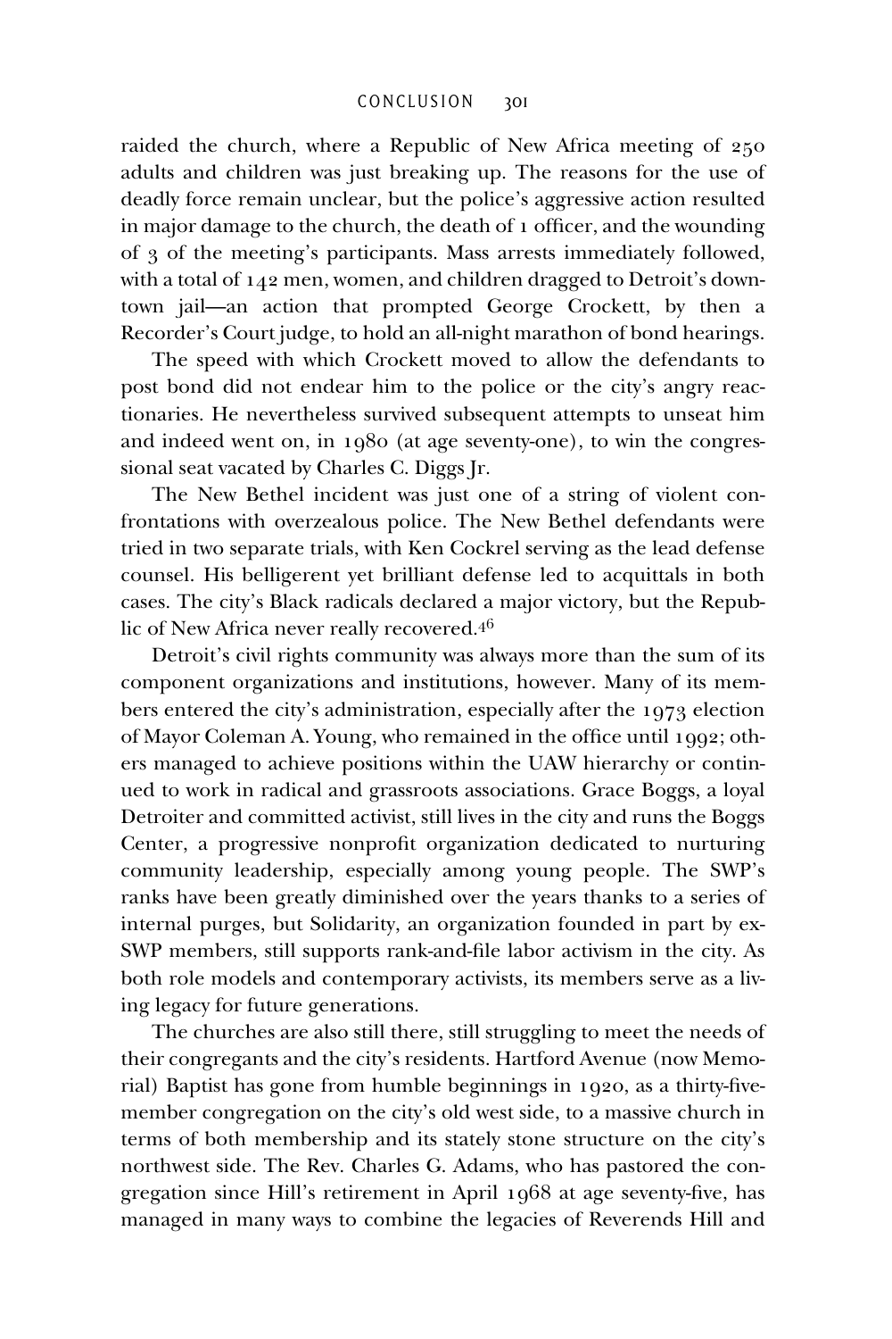raided the church, where a Republic of New Africa meeting of 250 adults and children was just breaking up. The reasons for the use of deadly force remain unclear, but the police's aggressive action resulted in major damage to the church, the death of 1 officer, and the wounding of 3 of the meeting's participants. Mass arrests immediately followed, with a total of 142 men, women, and children dragged to Detroit's downtown jail—an action that prompted George Crockett, by then a Recorder's Court judge, to hold an all-night marathon of bond hearings.

The speed with which Crockett moved to allow the defendants to post bond did not endear him to the police or the city's angry reactionaries. He nevertheless survived subsequent attempts to unseat him and indeed went on, in 1980 (at age seventy-one), to win the congressional seat vacated by Charles C. Diggs Jr.

The New Bethel incident was just one of a string of violent confrontations with overzealous police. The New Bethel defendants were tried in two separate trials, with Ken Cockrel serving as the lead defense counsel. His belligerent yet brilliant defense led to acquittals in both cases. The city's Black radicals declared a major victory, but the Republic of New Africa never really recovered.[46]

Detroit's civil rights community was always more than the sum of its component organizations and institutions, however. Many of its members entered the city's administration, especially after the 1973 election of Mayor Coleman A. Young, who remained in the office until 1992; others managed to achieve positions within the UAW hierarchy or continued to work in radical and grassroots associations. Grace Boggs, a loyal Detroiter and committed activist, still lives in the city and runs the Boggs Center, a progressive nonprofit organization dedicated to nurturing community leadership, especially among young people. The SWP's ranks have been greatly diminished over the years thanks to a series of internal purges, but Solidarity, an organization founded in part by ex-SWP members, still supports rank-and-file labor activism in the city. As both role models and contemporary activists, its members serve as a living legacy for future generations.

The churches are also still there, still struggling to meet the needs of their congregants and the city's residents. Hartford Avenue (now Memorial) Baptist has gone from humble beginnings in 1920, as a thirty-five-member congregation on the city's old west side, to a massive church in terms of both membership and its stately stone structure on the city's northwest side. The Rev. Charles G. Adams, who has pastored the congregation since Hill's retirement in April 1968 at age seventy-five, has managed in many ways to combine the legacies of Reverends Hill and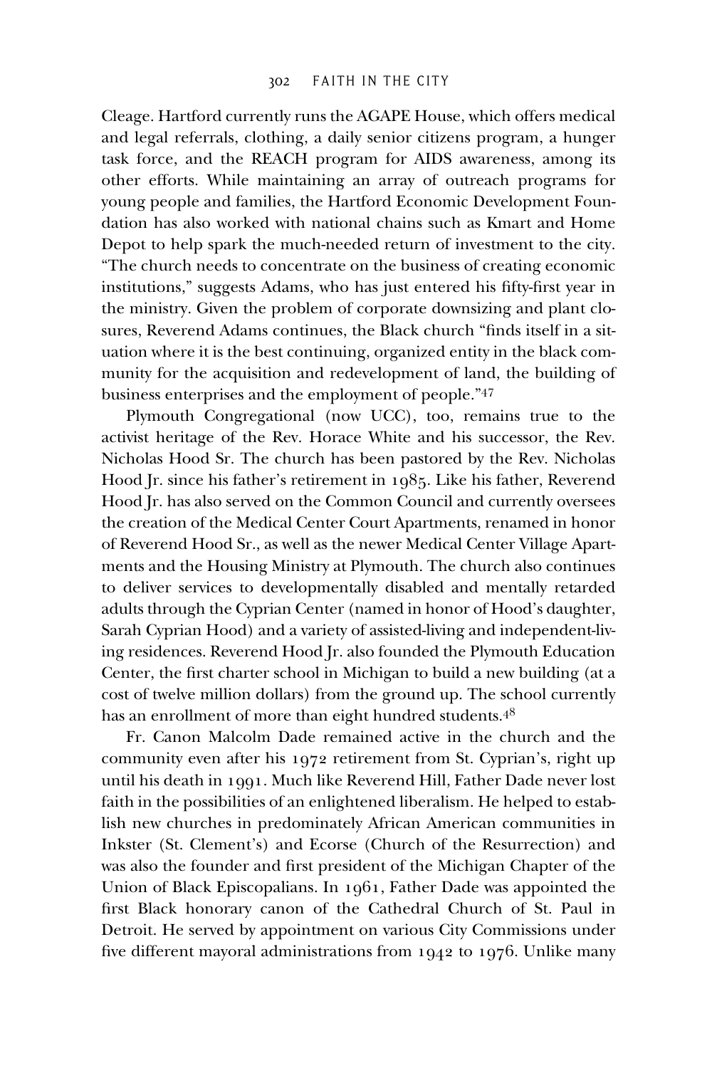Cleage. Hartford currently runs the AGAPE House, which offers medical and legal referrals, clothing, a daily senior citizens program, a hunger task force, and the REACH program for AIDS awareness, among its other efforts. While maintaining an array of outreach programs for young people and families, the Hartford Economic Development Foundation has also worked with national chains such as Kmart and Home Depot to help spark the much-needed return of investment to the city. "The church needs to concentrate on the business of creating economic institutions," suggests Adams, who has just entered his fifty-first year in the ministry. Given the problem of corporate downsizing and plant closures, Reverend Adams continues, the Black church "finds itself in a situation where it is the best continuing, organized entity in the black community for the acquisition and redevelopment of land, the building of business enterprises and the employment of people."[47]

Plymouth Congregational (now UCC), too, remains true to the activist heritage of the Rev. Horace White and his successor, the Rev. Nicholas Hood Sr. The church has been pastored by the Rev. Nicholas Hood Jr. since his father's retirement in 1985. Like his father, Reverend Hood Jr. has also served on the Common Council and currently oversees the creation of the Medical Center Court Apartments, renamed in honor of Reverend Hood Sr., as well as the newer Medical Center Village Apartments and the Housing Ministry at Plymouth. The church also continues to deliver services to developmentally disabled and mentally retarded adults through the Cyprian Center (named in honor of Hood's daughter, Sarah Cyprian Hood) and a variety of assisted-living and independent-living residences. Reverend Hood Jr. also founded the Plymouth Education Center, the first charter school in Michigan to build a new building (at a cost of twelve million dollars) from the ground up. The school currently has an enrollment of more than eight hundred students.[48]

Fr. Canon Malcolm Dade remained active in the church and the community even after his 1972 retirement from St. Cyprian's, right up until his death in 1991. Much like Reverend Hill, Father Dade never lost faith in the possibilities of an enlightened liberalism. He helped to establish new churches in predominately African American communities in Inkster (St. Clement's) and Ecorse (Church of the Resurrection) and was also the founder and first president of the Michigan Chapter of the Union of Black Episcopalians. In 1961, Father Dade was appointed the first Black honorary canon of the Cathedral Church of St. Paul in Detroit. He served by appointment on various City Commissions under five different mayoral administrations from 1942 to 1976. Unlike many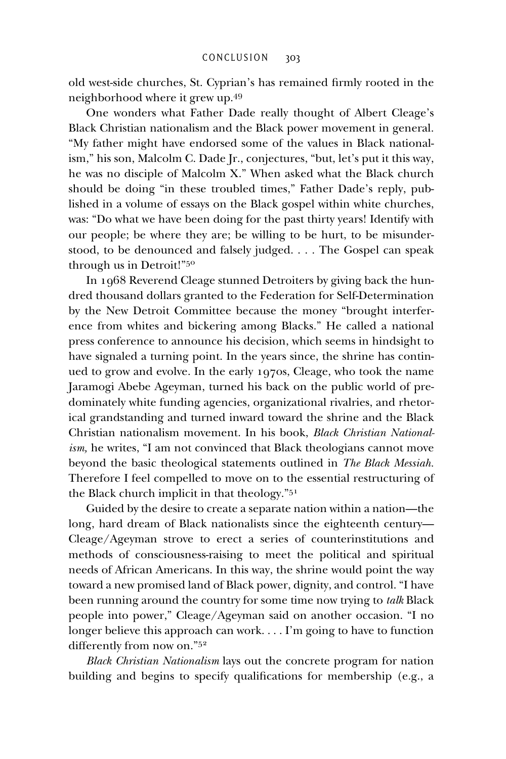old west-side churches, St. Cyprian's has remained firmly rooted in the neighborhood where it grew up.[49]

One wonders what Father Dade really thought of Albert Cleage's Black Christian nationalism and the Black power movement in general. "My father might have endorsed some of the values in Black nationalism," his son, Malcolm C. Dade Jr., conjectures, "but, let's put it this way, he was no disciple of Malcolm X." When asked what the Black church should be doing "in these troubled times," Father Dade's reply, published in a volume of essays on the Black gospel within white churches, was: "Do what we have been doing for the past thirty years! Identify with our people; be where they are; be willing to be hurt, to be misunderstood, to be denounced and falsely judged. . . . The Gospel can speak through us in Detroit!"[50]

In 1968 Reverend Cleage stunned Detroiters by giving back the hundred thousand dollars granted to the Federation for Self-Determination by the New Detroit Committee because the money "brought interference from whites and bickering among Blacks." He called a national press conference to announce his decision, which seems in hindsight to have signaled a turning point. In the years since, the shrine has continued to grow and evolve. In the early 1970s, Cleage, who took the name Jaramogi Abebe Ageyman, turned his back on the public world of predominately white funding agencies, organizational rivalries, and rhetorical grandstanding and turned inward toward the shrine and the Black Christian nationalism movement. In his book, *Black Christian Nationalism,* he writes, "I am not convinced that Black theologians cannot move beyond the basic theological statements outlined in *The Black Messiah.* Therefore I feel compelled to move on to the essential restructuring of the Black church implicit in that theology."[51]

Guided by the desire to create a separate nation within a nation—the long, hard dream of Black nationalists since the eighteenth century—Cleage/Ageyman strove to erect a series of counterinstitutions and methods of consciousness-raising to meet the political and spiritual needs of African Americans. In this way, the shrine would point the way toward a new promised land of Black power, dignity, and control. "I have been running around the country for some time now trying to *talk* Black people into power," Cleage/Ageyman said on another occasion. "I no longer believe this approach can work. . . . I'm going to have to function differently from now on."[52]

*Black Christian Nationalism* lays out the concrete program for nation building and begins to specify qualifications for membership (e.g., a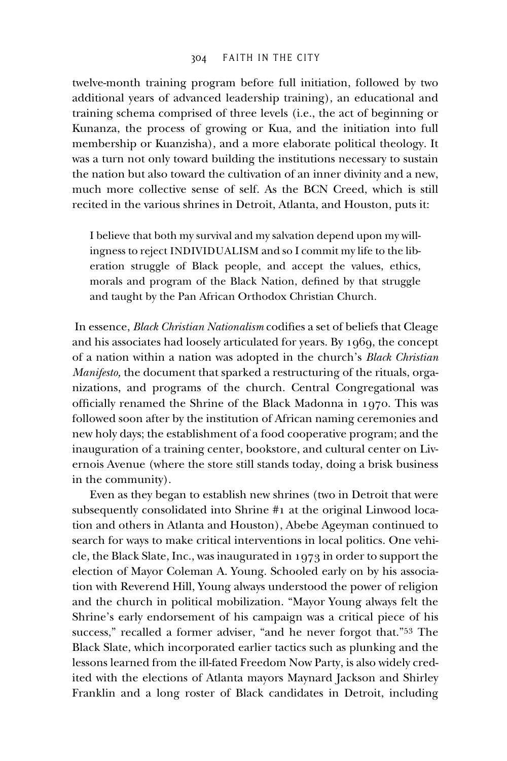twelve-month training program before full initiation, followed by two additional years of advanced leadership training), an educational and training schema comprised of three levels (i.e., the act of beginning or Kunanza, the process of growing or Kua, and the initiation into full membership or Kuanzisha), and a more elaborate political theology. It was a turn not only toward building the institutions necessary to sustain the nation but also toward the cultivation of an inner divinity and a new, much more collective sense of self. As the BCN Creed, which is still recited in the various shrines in Detroit, Atlanta, and Houston, puts it:

> I believe that both my survival and my salvation depend upon my willingness to reject INDIVIDUALISM and so I commit my life to the liberation struggle of Black people, and accept the values, ethics, morals and program of the Black Nation, defined by that struggle and taught by the Pan African Orthodox Christian Church.

In essence, *Black Christian Nationalism* codifies a set of beliefs that Cleage and his associates had loosely articulated for years. By 1969, the concept of a nation within a nation was adopted in the church's *Black Christian Manifesto,* the document that sparked a restructuring of the rituals, organizations, and programs of the church. Central Congregational was officially renamed the Shrine of the Black Madonna in 1970. This was followed soon after by the institution of African naming ceremonies and new holy days; the establishment of a food cooperative program; and the inauguration of a training center, bookstore, and cultural center on Livernois Avenue (where the store still stands today, doing a brisk business in the community).

Even as they began to establish new shrines (two in Detroit that were subsequently consolidated into Shrine #1 at the original Linwood location and others in Atlanta and Houston), Abebe Ageyman continued to search for ways to make critical interventions in local politics. One vehicle, the Black Slate, Inc., was inaugurated in 1973 in order to support the election of Mayor Coleman A. Young. Schooled early on by his association with Reverend Hill, Young always understood the power of religion and the church in political mobilization. "Mayor Young always felt the Shrine's early endorsement of his campaign was a critical piece of his success," recalled a former adviser, "and he never forgot that."[53] The Black Slate, which incorporated earlier tactics such as plunking and the lessons learned from the ill-fated Freedom Now Party, is also widely credited with the elections of Atlanta mayors Maynard Jackson and Shirley Franklin and a long roster of Black candidates in Detroit, including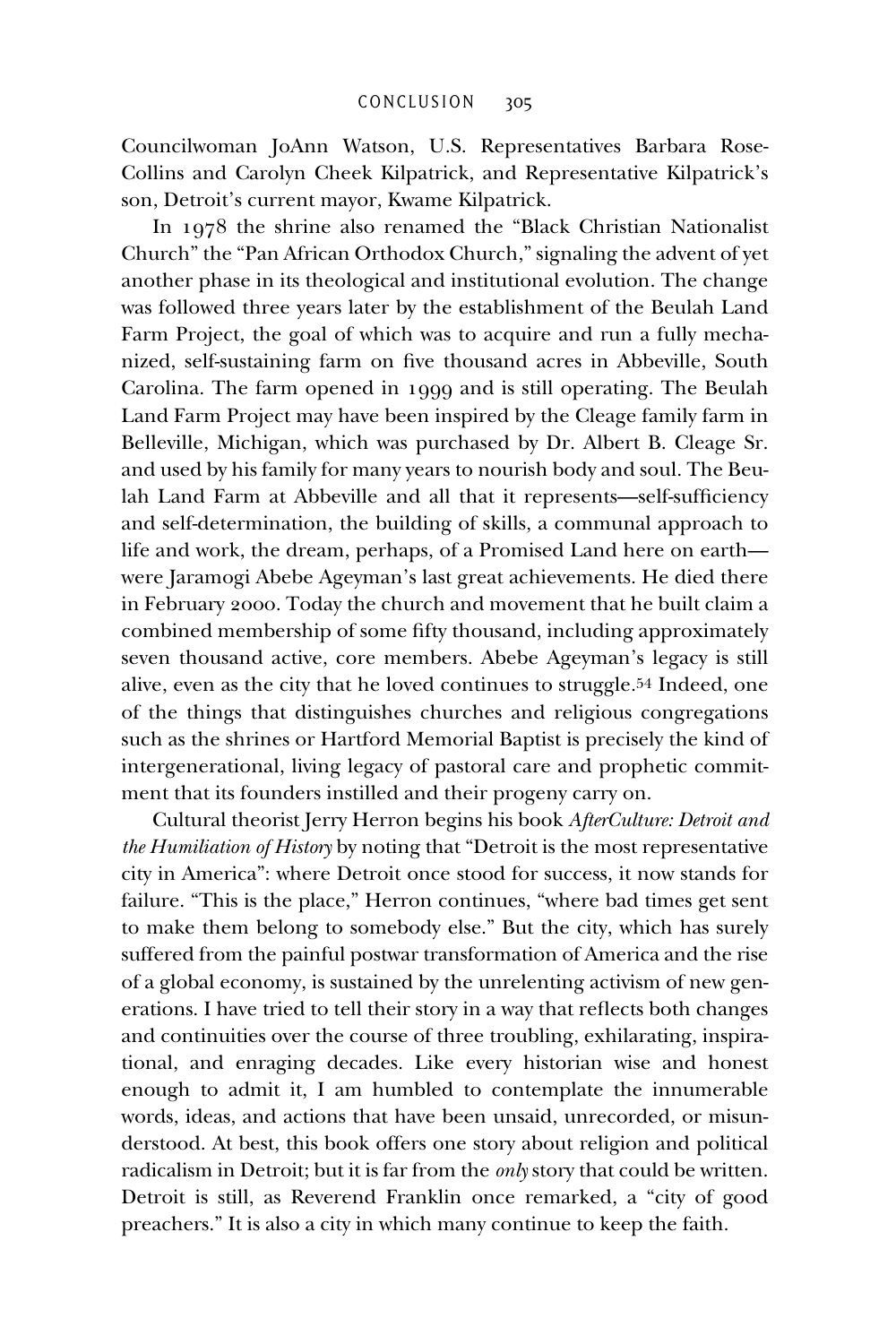Councilwoman JoAnn Watson, U.S. Representatives Barbara Rose-Collins and Carolyn Cheek Kilpatrick, and Representative Kilpatrick's son, Detroit's current mayor, Kwame Kilpatrick.

In 1978 the shrine also renamed the "Black Christian Nationalist Church" the "Pan African Orthodox Church," signaling the advent of yet another phase in its theological and institutional evolution. The change was followed three years later by the establishment of the Beulah Land Farm Project, the goal of which was to acquire and run a fully mechanized, self-sustaining farm on five thousand acres in Abbeville, South Carolina. The farm opened in 1999 and is still operating. The Beulah Land Farm Project may have been inspired by the Cleage family farm in Belleville, Michigan, which was purchased by Dr. Albert B. Cleage Sr. and used by his family for many years to nourish body and soul. The Beulah Land Farm at Abbeville and all that it represents—self-sufficiency and self-determination, the building of skills, a communal approach to life and work, the dream, perhaps, of a Promised Land here on earth—were Jaramogi Abebe Ageyman's last great achievements. He died there in February 2000. Today the church and movement that he built claim a combined membership of some fifty thousand, including approximately seven thousand active, core members. Abebe Ageyman's legacy is still alive, even as the city that he loved continues to struggle.[54] Indeed, one of the things that distinguishes churches and religious congregations such as the shrines or Hartford Memorial Baptist is precisely the kind of intergenerational, living legacy of pastoral care and prophetic commitment that its founders instilled and their progeny carry on.

Cultural theorist Jerry Herron begins his book *AfterCulture: Detroit and the Humiliation of History* by noting that "Detroit is the most representative city in America": where Detroit once stood for success, it now stands for failure. "This is the place," Herron continues, "where bad times get sent to make them belong to somebody else." But the city, which has surely suffered from the painful postwar transformation of America and the rise of a global economy, is sustained by the unrelenting activism of new generations. I have tried to tell their story in a way that reflects both changes and continuities over the course of three troubling, exhilarating, inspirational, and enraging decades. Like every historian wise and honest enough to admit it, I am humbled to contemplate the innumerable words, ideas, and actions that have been unsaid, unrecorded, or misunderstood. At best, this book offers one story about religion and political radicalism in Detroit; but it is far from the *only* story that could be written. Detroit is still, as Reverend Franklin once remarked, a "city of good preachers." It is also a city in which many continue to keep the faith.